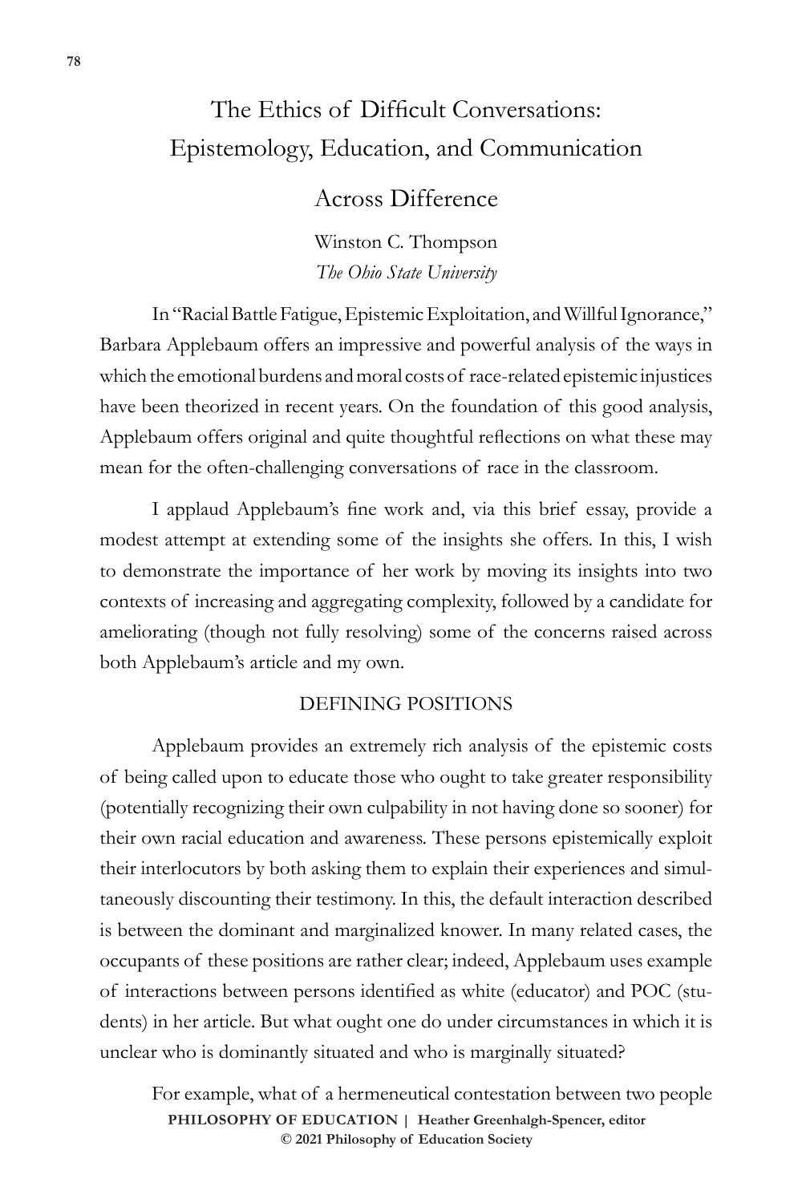# The Ethics of Difficult Conversations: Epistemology, Education, and Communication Across Difference

Winston C. Thompson
*The Ohio State University*

In "Racial Battle Fatigue, Epistemic Exploitation, and Willful Ignorance," Barbara Applebaum offers an impressive and powerful analysis of the ways in which the emotional burdens and moral costs of race-related epistemic injustices have been theorized in recent years. On the foundation of this good analysis, Applebaum offers original and quite thoughtful reflections on what these may mean for the often-challenging conversations of race in the classroom.

I applaud Applebaum's fine work and, via this brief essay, provide a modest attempt at extending some of the insights she offers. In this, I wish to demonstrate the importance of her work by moving its insights into two contexts of increasing and aggregating complexity, followed by a candidate for ameliorating (though not fully resolving) some of the concerns raised across both Applebaum's article and my own.

## DEFINING POSITIONS

Applebaum provides an extremely rich analysis of the epistemic costs of being called upon to educate those who ought to take greater responsibility (potentially recognizing their own culpability in not having done so sooner) for their own racial education and awareness. These persons epistemically exploit their interlocutors by both asking them to explain their experiences and simultaneously discounting their testimony. In this, the default interaction described is between the dominant and marginalized knower. In many related cases, the occupants of these positions are rather clear; indeed, Applebaum uses example of interactions between persons identified as white (educator) and POC (students) in her article. But what ought one do under circumstances in which it is unclear who is dominantly situated and who is marginally situated?

For example, what of a hermeneutical contestation between two people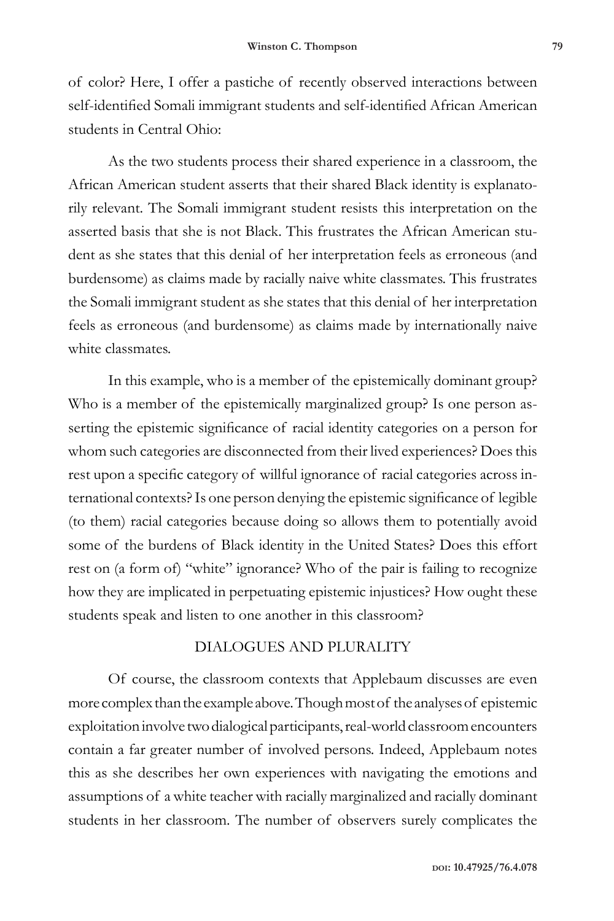of color? Here, I offer a pastiche of recently observed interactions between self-identified Somali immigrant students and self-identified African American students in Central Ohio:

As the two students process their shared experience in a classroom, the African American student asserts that their shared Black identity is explanatorily relevant. The Somali immigrant student resists this interpretation on the asserted basis that she is not Black. This frustrates the African American student as she states that this denial of her interpretation feels as erroneous (and burdensome) as claims made by racially naive white classmates. This frustrates the Somali immigrant student as she states that this denial of her interpretation feels as erroneous (and burdensome) as claims made by internationally naive white classmates.

In this example, who is a member of the epistemically dominant group? Who is a member of the epistemically marginalized group? Is one person asserting the epistemic significance of racial identity categories on a person for whom such categories are disconnected from their lived experiences? Does this rest upon a specific category of willful ignorance of racial categories across international contexts? Is one person denying the epistemic significance of legible (to them) racial categories because doing so allows them to potentially avoid some of the burdens of Black identity in the United States? Does this effort rest on (a form of) "white" ignorance? Who of the pair is failing to recognize how they are implicated in perpetuating epistemic injustices? How ought these students speak and listen to one another in this classroom?

## DIALOGUES AND PLURALITY

Of course, the classroom contexts that Applebaum discusses are even more complex than the example above. Though most of the analyses of epistemic exploitation involve two dialogical participants, real-world classroom encounters contain a far greater number of involved persons. Indeed, Applebaum notes this as she describes her own experiences with navigating the emotions and assumptions of a white teacher with racially marginalized and racially dominant students in her classroom. The number of observers surely complicates the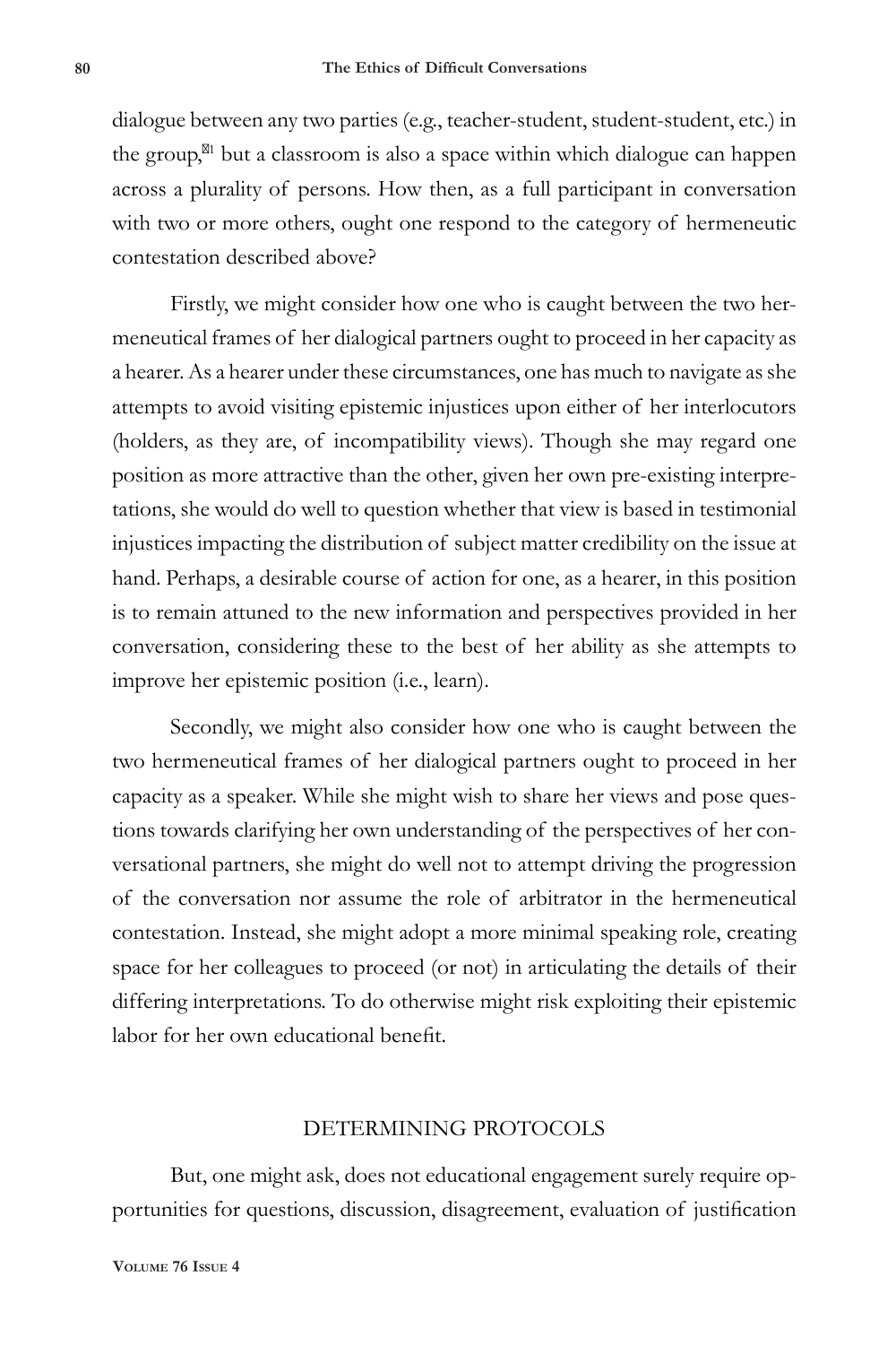dialogue between any two parties (e.g., teacher-student, student-student, etc.) in the group,[11] but a classroom is also a space within which dialogue can happen across a plurality of persons. How then, as a full participant in conversation with two or more others, ought one respond to the category of hermeneutic contestation described above?

Firstly, we might consider how one who is caught between the two hermeneutical frames of her dialogical partners ought to proceed in her capacity as a hearer. As a hearer under these circumstances, one has much to navigate as she attempts to avoid visiting epistemic injustices upon either of her interlocutors (holders, as they are, of incompatibility views). Though she may regard one position as more attractive than the other, given her own pre-existing interpretations, she would do well to question whether that view is based in testimonial injustices impacting the distribution of subject matter credibility on the issue at hand. Perhaps, a desirable course of action for one, as a hearer, in this position is to remain attuned to the new information and perspectives provided in her conversation, considering these to the best of her ability as she attempts to improve her epistemic position (i.e., learn).

Secondly, we might also consider how one who is caught between the two hermeneutical frames of her dialogical partners ought to proceed in her capacity as a speaker. While she might wish to share her views and pose questions towards clarifying her own understanding of the perspectives of her conversational partners, she might do well not to attempt driving the progression of the conversation nor assume the role of arbitrator in the hermeneutical contestation. Instead, she might adopt a more minimal speaking role, creating space for her colleagues to proceed (or not) in articulating the details of their differing interpretations. To do otherwise might risk exploiting their epistemic labor for her own educational benefit.

## DETERMINING PROTOCOLS

But, one might ask, does not educational engagement surely require opportunities for questions, discussion, disagreement, evaluation of justification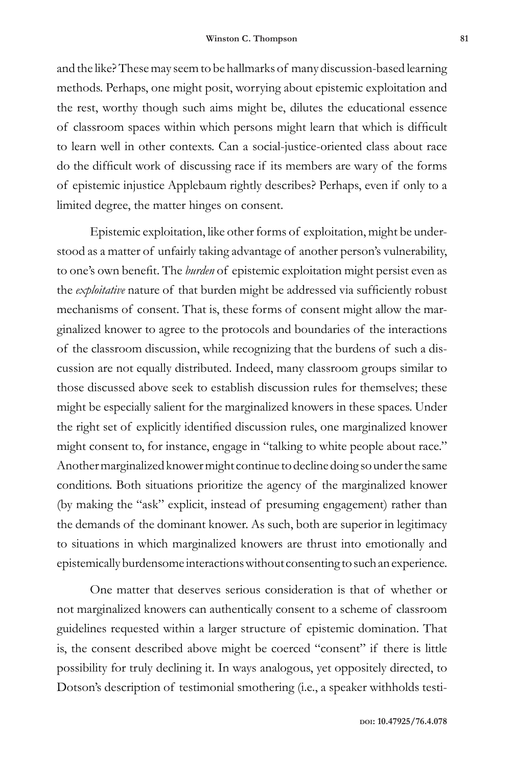and the like? These may seem to be hallmarks of many discussion-based learning methods. Perhaps, one might posit, worrying about epistemic exploitation and the rest, worthy though such aims might be, dilutes the educational essence of classroom spaces within which persons might learn that which is difficult to learn well in other contexts. Can a social-justice-oriented class about race do the difficult work of discussing race if its members are wary of the forms of epistemic injustice Applebaum rightly describes? Perhaps, even if only to a limited degree, the matter hinges on consent.

Epistemic exploitation, like other forms of exploitation, might be understood as a matter of unfairly taking advantage of another person's vulnerability, to one's own benefit. The *burden* of epistemic exploitation might persist even as the *exploitative* nature of that burden might be addressed via sufficiently robust mechanisms of consent. That is, these forms of consent might allow the marginalized knower to agree to the protocols and boundaries of the interactions of the classroom discussion, while recognizing that the burdens of such a discussion are not equally distributed. Indeed, many classroom groups similar to those discussed above seek to establish discussion rules for themselves; these might be especially salient for the marginalized knowers in these spaces. Under the right set of explicitly identified discussion rules, one marginalized knower might consent to, for instance, engage in "talking to white people about race." Another marginalized knower might continue to decline doing so under the same conditions. Both situations prioritize the agency of the marginalized knower (by making the "ask" explicit, instead of presuming engagement) rather than the demands of the dominant knower. As such, both are superior in legitimacy to situations in which marginalized knowers are thrust into emotionally and epistemically burdensome interactions without consenting to such an experience.

One matter that deserves serious consideration is that of whether or not marginalized knowers can authentically consent to a scheme of classroom guidelines requested within a larger structure of epistemic domination. That is, the consent described above might be coerced "consent" if there is little possibility for truly declining it. In ways analogous, yet oppositely directed, to Dotson's description of testimonial smothering (i.e., a speaker withholds testi-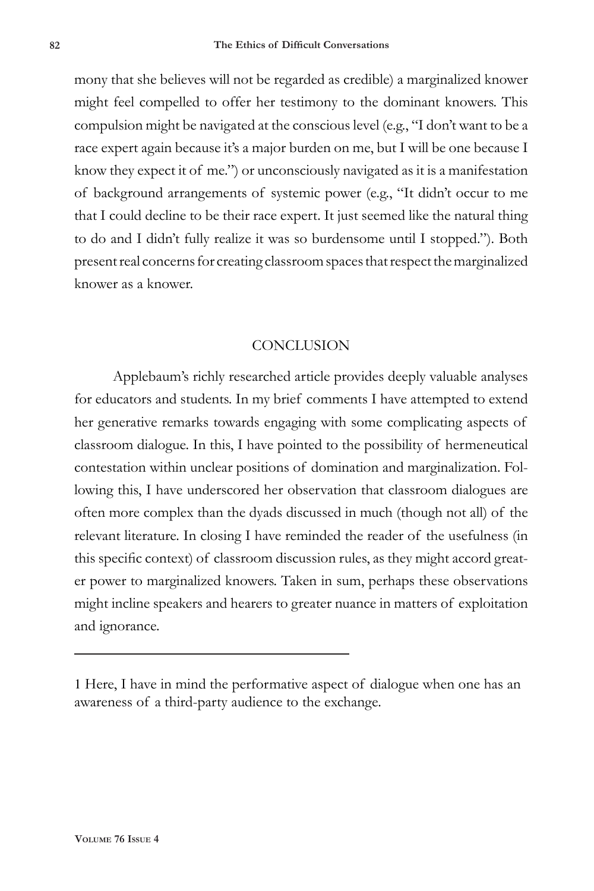mony that she believes will not be regarded as credible) a marginalized knower might feel compelled to offer her testimony to the dominant knowers. This compulsion might be navigated at the conscious level (e.g., "I don't want to be a race expert again because it's a major burden on me, but I will be one because I know they expect it of me.") or unconsciously navigated as it is a manifestation of background arrangements of systemic power (e.g., "It didn't occur to me that I could decline to be their race expert. It just seemed like the natural thing to do and I didn't fully realize it was so burdensome until I stopped."). Both present real concerns for creating classroom spaces that respect the marginalized knower as a knower.

## CONCLUSION

Applebaum's richly researched article provides deeply valuable analyses for educators and students. In my brief comments I have attempted to extend her generative remarks towards engaging with some complicating aspects of classroom dialogue. In this, I have pointed to the possibility of hermeneutical contestation within unclear positions of domination and marginalization. Following this, I have underscored her observation that classroom dialogues are often more complex than the dyads discussed in much (though not all) of the relevant literature. In closing I have reminded the reader of the usefulness (in this specific context) of classroom discussion rules, as they might accord greater power to marginalized knowers. Taken in sum, perhaps these observations might incline speakers and hearers to greater nuance in matters of exploitation and ignorance.

---

1 Here, I have in mind the performative aspect of dialogue when one has an awareness of a third-party audience to the exchange.